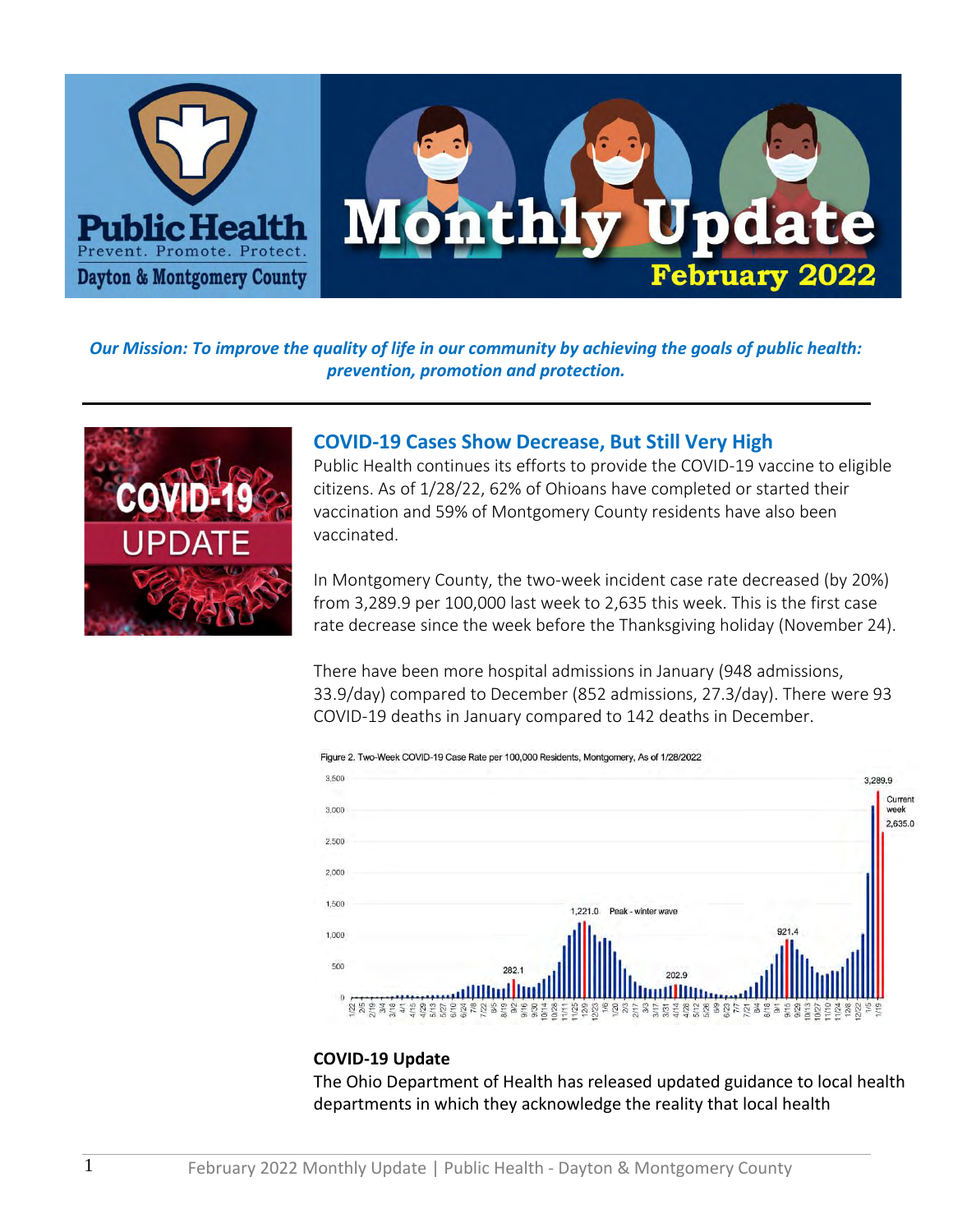# Public Health – Prevent. Promote. Protect. Dayton & Montgomery County

# Monthly Update – February 2022

*Our Mission: To improve the quality of life in our community by achieving the goals of public health: prevention, promotion and protection.*

---

## COVID-19 Cases Show Decrease, But Still Very High

Public Health continues its efforts to provide the COVID-19 vaccine to eligible citizens. As of 1/28/22, 62% of Ohioans have completed or started their vaccination and 59% of Montgomery County residents have also been vaccinated.

In Montgomery County, the two-week incident case rate decreased (by 20%) from 3,289.9 per 100,000 last week to 2,635 this week. This is the first case rate decrease since the week before the Thanksgiving holiday (November 24).

There have been more hospital admissions in January (948 admissions, 33.9/day) compared to December (852 admissions, 27.3/day). There were 93 COVID-19 deaths in January compared to 142 deaths in December.

Figure 2. Two-Week COVID-19 Case Rate per 100,000 Residents, Montgomery, As of 1/28/2022

### COVID-19 Update

The Ohio Department of Health has released updated guidance to local health departments in which they acknowledge the reality that local health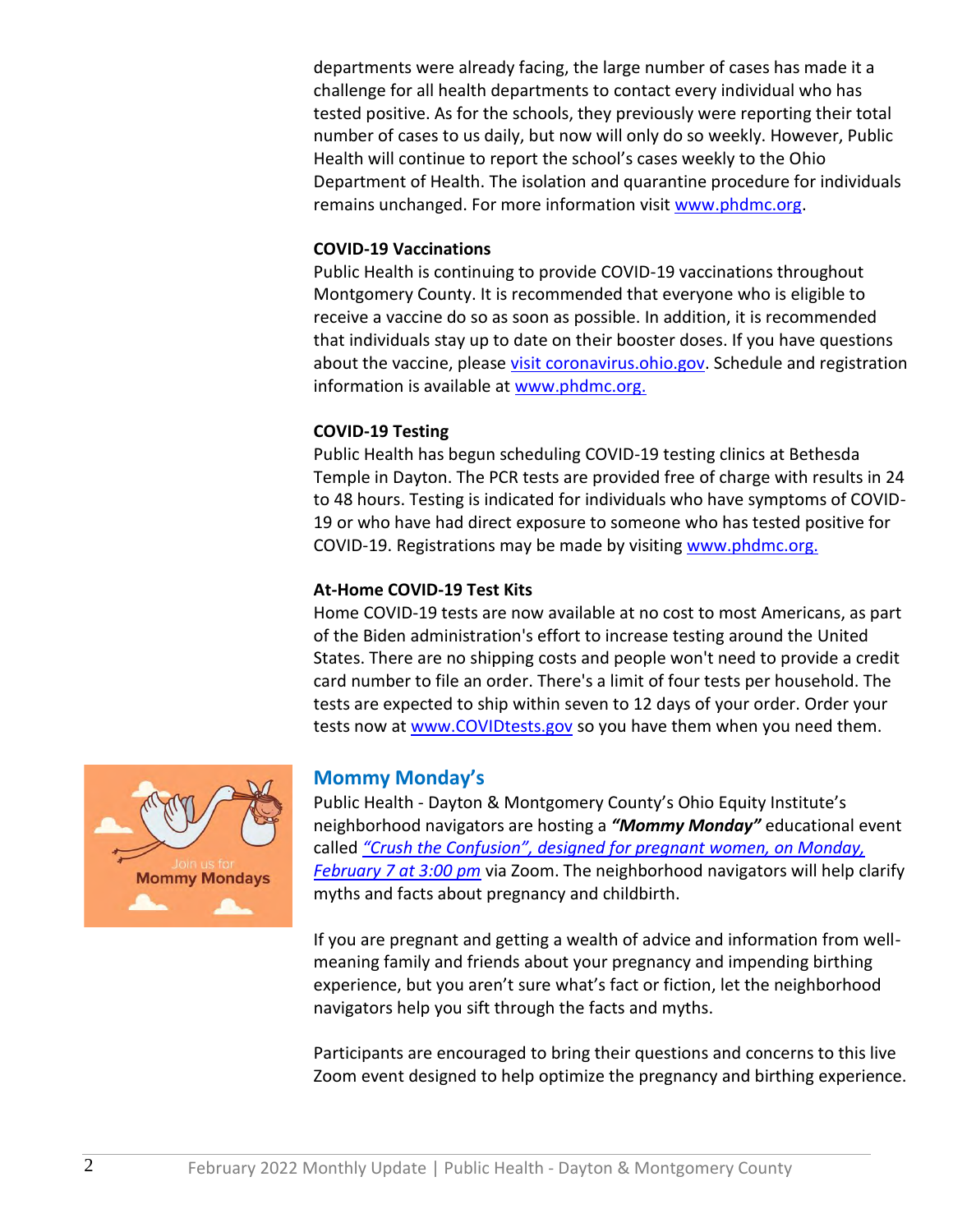departments were already facing, the large number of cases has made it a challenge for all health departments to contact every individual who has tested positive. As for the schools, they previously were reporting their total number of cases to us daily, but now will only do so weekly. However, Public Health will continue to report the school's cases weekly to the Ohio Department of Health. The isolation and quarantine procedure for individuals remains unchanged. For more information visit www.phdmc.org.

**COVID-19 Vaccinations**

Public Health is continuing to provide COVID-19 vaccinations throughout Montgomery County. It is recommended that everyone who is eligible to receive a vaccine do so as soon as possible. In addition, it is recommended that individuals stay up to date on their booster doses. If you have questions about the vaccine, please visit coronavirus.ohio.gov. Schedule and registration information is available at www.phdmc.org.

**COVID-19 Testing**

Public Health has begun scheduling COVID-19 testing clinics at Bethesda Temple in Dayton. The PCR tests are provided free of charge with results in 24 to 48 hours. Testing is indicated for individuals who have symptoms of COVID-19 or who have had direct exposure to someone who has tested positive for COVID-19. Registrations may be made by visiting www.phdmc.org.

**At-Home COVID-19 Test Kits**

Home COVID-19 tests are now available at no cost to most Americans, as part of the Biden administration's effort to increase testing around the United States. There are no shipping costs and people won't need to provide a credit card number to file an order. There's a limit of four tests per household. The tests are expected to ship within seven to 12 days of your order. Order your tests now at www.COVIDtests.gov so you have them when you need them.

## Mommy Monday's

Public Health - Dayton & Montgomery County's Ohio Equity Institute's neighborhood navigators are hosting a ***"Mommy Monday"*** educational event called *"Crush the Confusion", designed for pregnant women, on Monday, February 7 at 3:00 pm* via Zoom. The neighborhood navigators will help clarify myths and facts about pregnancy and childbirth.

If you are pregnant and getting a wealth of advice and information from well-meaning family and friends about your pregnancy and impending birthing experience, but you aren't sure what's fact or fiction, let the neighborhood navigators help you sift through the facts and myths.

Participants are encouraged to bring their questions and concerns to this live Zoom event designed to help optimize the pregnancy and birthing experience.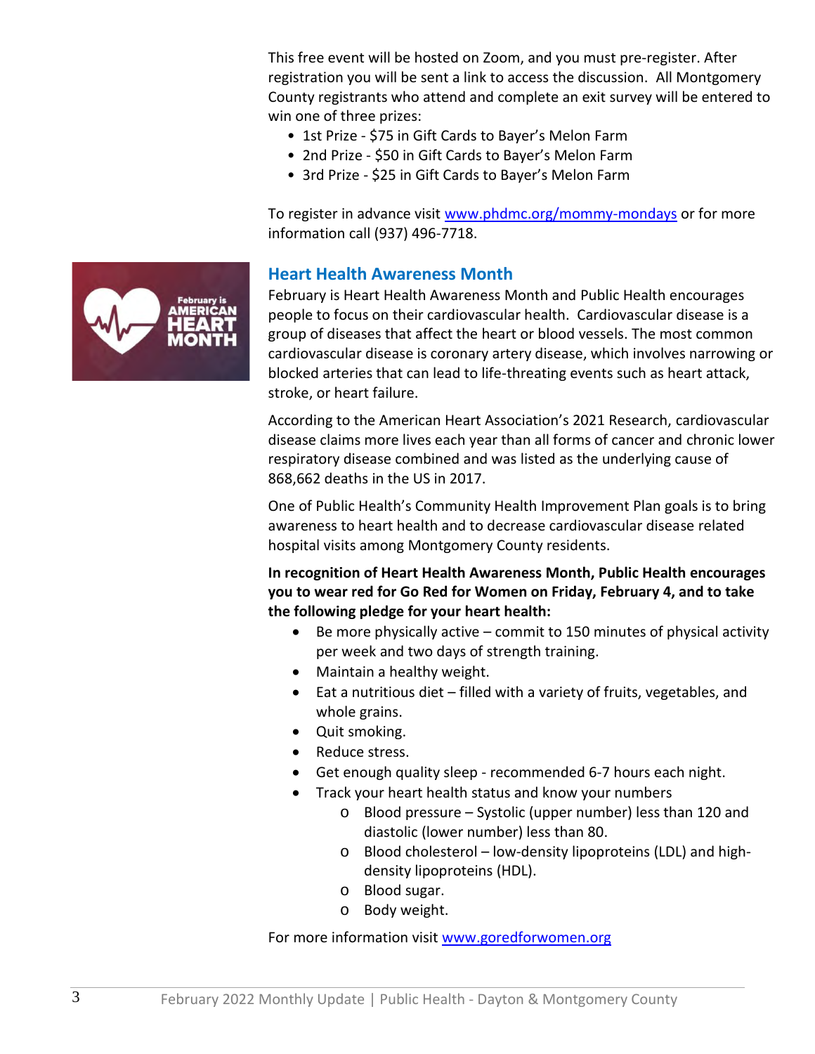This free event will be hosted on Zoom, and you must pre-register. After registration you will be sent a link to access the discussion. All Montgomery County registrants who attend and complete an exit survey will be entered to win one of three prizes:

- 1st Prize - $75 in Gift Cards to Bayer's Melon Farm
- 2nd Prize - $50 in Gift Cards to Bayer's Melon Farm
- 3rd Prize - $25 in Gift Cards to Bayer's Melon Farm

To register in advance visit www.phdmc.org/mommy-mondays or for more information call (937) 496-7718.

## Heart Health Awareness Month

February is Heart Health Awareness Month and Public Health encourages people to focus on their cardiovascular health. Cardiovascular disease is a group of diseases that affect the heart or blood vessels. The most common cardiovascular disease is coronary artery disease, which involves narrowing or blocked arteries that can lead to life-threating events such as heart attack, stroke, or heart failure.

According to the American Heart Association's 2021 Research, cardiovascular disease claims more lives each year than all forms of cancer and chronic lower respiratory disease combined and was listed as the underlying cause of 868,662 deaths in the US in 2017.

One of Public Health's Community Health Improvement Plan goals is to bring awareness to heart health and to decrease cardiovascular disease related hospital visits among Montgomery County residents.

**In recognition of Heart Health Awareness Month, Public Health encourages you to wear red for Go Red for Women on Friday, February 4, and to take the following pledge for your heart health:**

- Be more physically active – commit to 150 minutes of physical activity per week and two days of strength training.
- Maintain a healthy weight.
- Eat a nutritious diet – filled with a variety of fruits, vegetables, and whole grains.
- Quit smoking.
- Reduce stress.
- Get enough quality sleep - recommended 6-7 hours each night.
- Track your heart health status and know your numbers
  - Blood pressure – Systolic (upper number) less than 120 and diastolic (lower number) less than 80.
  - Blood cholesterol – low-density lipoproteins (LDL) and high-density lipoproteins (HDL).
  - Blood sugar.
  - Body weight.

For more information visit www.goredforwomen.org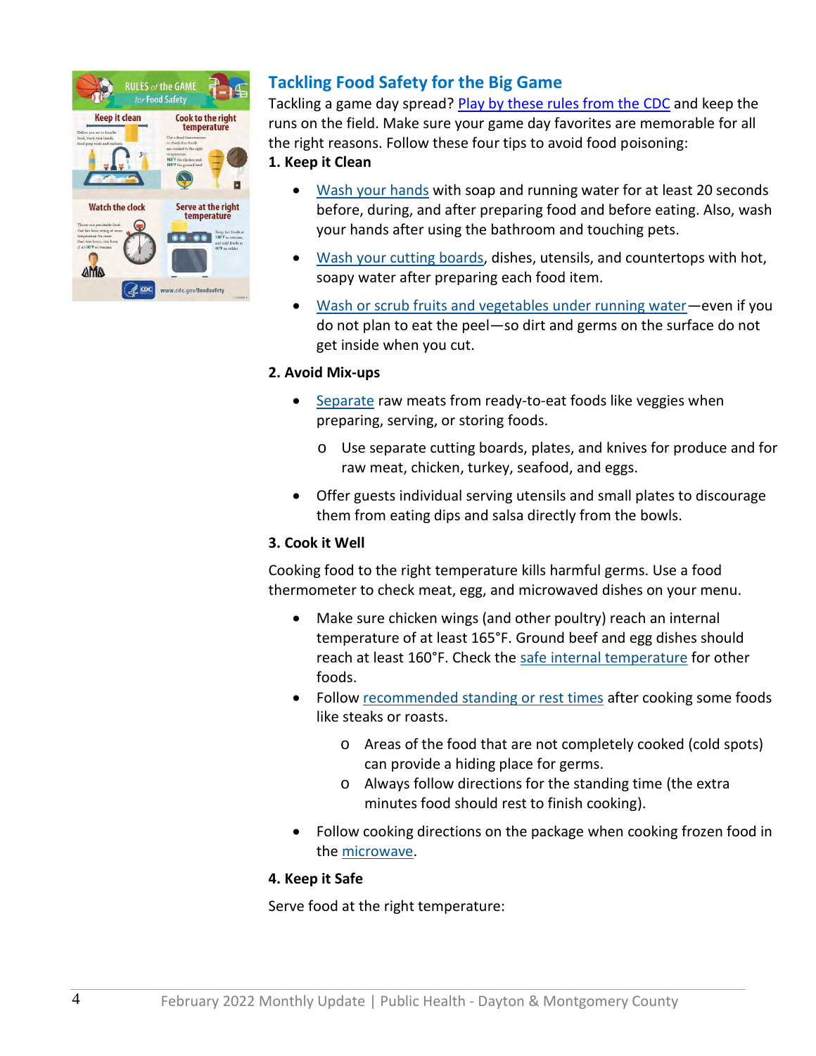## Tackling Food Safety for the Big Game

Tackling a game day spread? Play by these rules from the CDC and keep the runs on the field. Make sure your game day favorites are memorable for all the right reasons. Follow these four tips to avoid food poisoning:

**1. Keep it Clean**

- Wash your hands with soap and running water for at least 20 seconds before, during, and after preparing food and before eating. Also, wash your hands after using the bathroom and touching pets.
- Wash your cutting boards, dishes, utensils, and countertops with hot, soapy water after preparing each food item.
- Wash or scrub fruits and vegetables under running water—even if you do not plan to eat the peel—so dirt and germs on the surface do not get inside when you cut.

**2. Avoid Mix-ups**

- Separate raw meats from ready-to-eat foods like veggies when preparing, serving, or storing foods.
  - Use separate cutting boards, plates, and knives for produce and for raw meat, chicken, turkey, seafood, and eggs.
- Offer guests individual serving utensils and small plates to discourage them from eating dips and salsa directly from the bowls.

**3. Cook it Well**

Cooking food to the right temperature kills harmful germs. Use a food thermometer to check meat, egg, and microwaved dishes on your menu.

- Make sure chicken wings (and other poultry) reach an internal temperature of at least 165°F. Ground beef and egg dishes should reach at least 160°F. Check the safe internal temperature for other foods.
- Follow recommended standing or rest times after cooking some foods like steaks or roasts.
  - Areas of the food that are not completely cooked (cold spots) can provide a hiding place for germs.
  - Always follow directions for the standing time (the extra minutes food should rest to finish cooking).
- Follow cooking directions on the package when cooking frozen food in the microwave.

**4. Keep it Safe**

Serve food at the right temperature: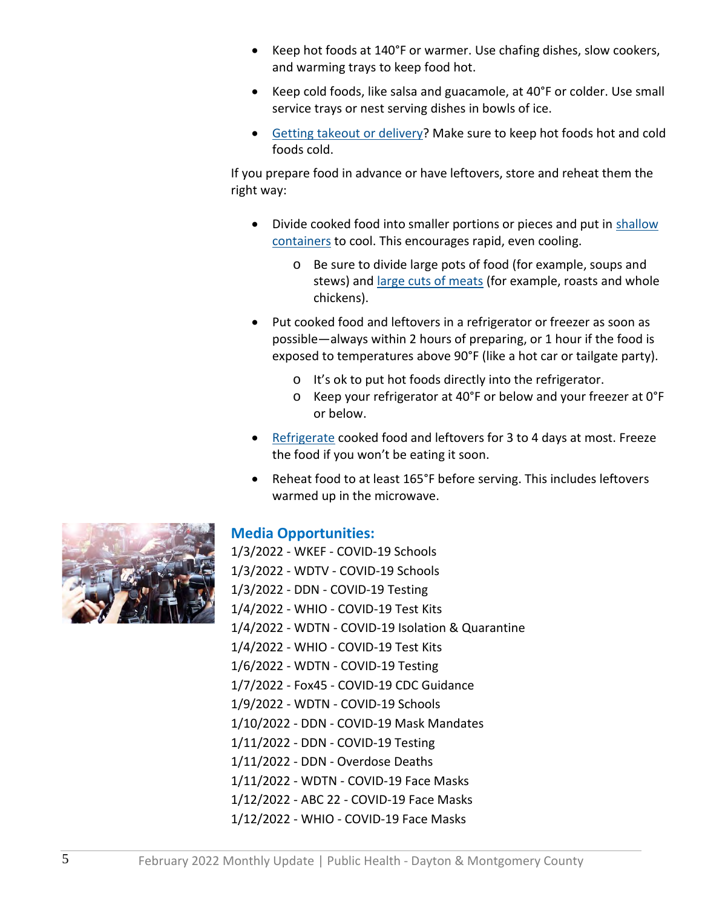- Keep hot foods at 140°F or warmer. Use chafing dishes, slow cookers, and warming trays to keep food hot.
- Keep cold foods, like salsa and guacamole, at 40°F or colder. Use small service trays or nest serving dishes in bowls of ice.
- Getting takeout or delivery? Make sure to keep hot foods hot and cold foods cold.

If you prepare food in advance or have leftovers, store and reheat them the right way:

- Divide cooked food into smaller portions or pieces and put in shallow containers to cool. This encourages rapid, even cooling.
    - Be sure to divide large pots of food (for example, soups and stews) and large cuts of meats (for example, roasts and whole chickens).
- Put cooked food and leftovers in a refrigerator or freezer as soon as possible—always within 2 hours of preparing, or 1 hour if the food is exposed to temperatures above 90°F (like a hot car or tailgate party).
    - It's ok to put hot foods directly into the refrigerator.
    - Keep your refrigerator at 40°F or below and your freezer at 0°F or below.
- Refrigerate cooked food and leftovers for 3 to 4 days at most. Freeze the food if you won't be eating it soon.
- Reheat food to at least 165°F before serving. This includes leftovers warmed up in the microwave.

## Media Opportunities:

1/3/2022 - WKEF - COVID-19 Schools
1/3/2022 - WDTV - COVID-19 Schools
1/3/2022 - DDN - COVID-19 Testing
1/4/2022 - WHIO - COVID-19 Test Kits
1/4/2022 - WDTN - COVID-19 Isolation & Quarantine
1/4/2022 - WHIO - COVID-19 Test Kits
1/6/2022 - WDTN - COVID-19 Testing
1/7/2022 - Fox45 - COVID-19 CDC Guidance
1/9/2022 - WDTN - COVID-19 Schools
1/10/2022 - DDN - COVID-19 Mask Mandates
1/11/2022 - DDN - COVID-19 Testing
1/11/2022 - DDN - Overdose Deaths
1/11/2022 - WDTN - COVID-19 Face Masks
1/12/2022 - ABC 22 - COVID-19 Face Masks
1/12/2022 - WHIO - COVID-19 Face Masks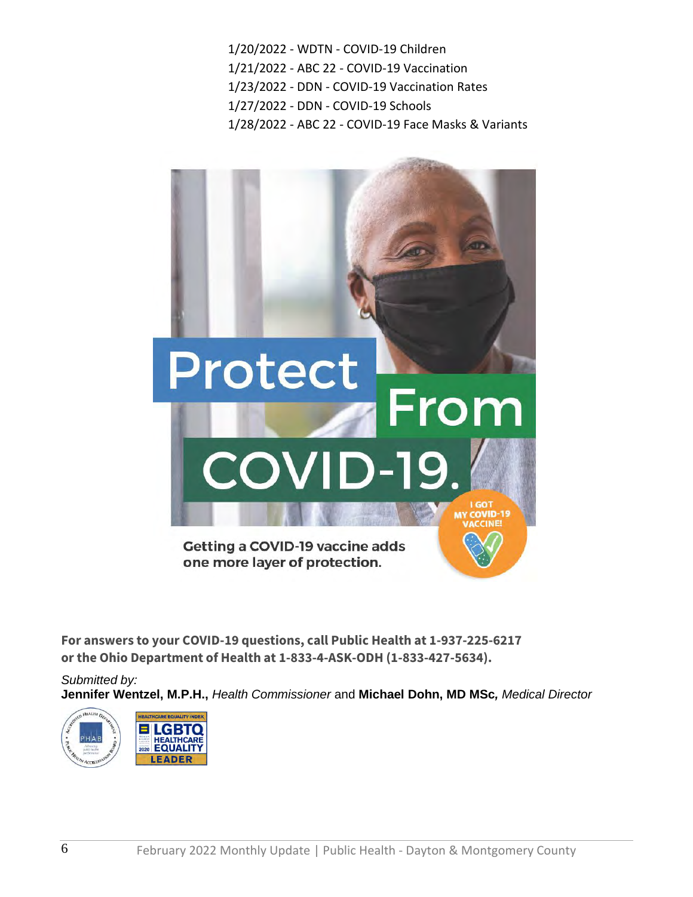1/20/2022 - WDTN - COVID-19 Children
1/21/2022 - ABC 22 - COVID-19 Vaccination
1/23/2022 - DDN - COVID-19 Vaccination Rates
1/27/2022 - DDN - COVID-19 Schools
1/28/2022 - ABC 22 - COVID-19 Face Masks & Variants

Protect From COVID-19.

I GOT MY COVID-19 VACCINE!

Getting a COVID-19 vaccine adds one more layer of protection.

**For answers to your COVID-19 questions, call Public Health at 1-937-225-6217 or the Ohio Department of Health at 1-833-4-ASK-ODH (1-833-427-5634).**

*Submitted by:*
**Jennifer Wentzel, M.P.H.,** *Health Commissioner* and **Michael Dohn, MD MSc,** *Medical Director*